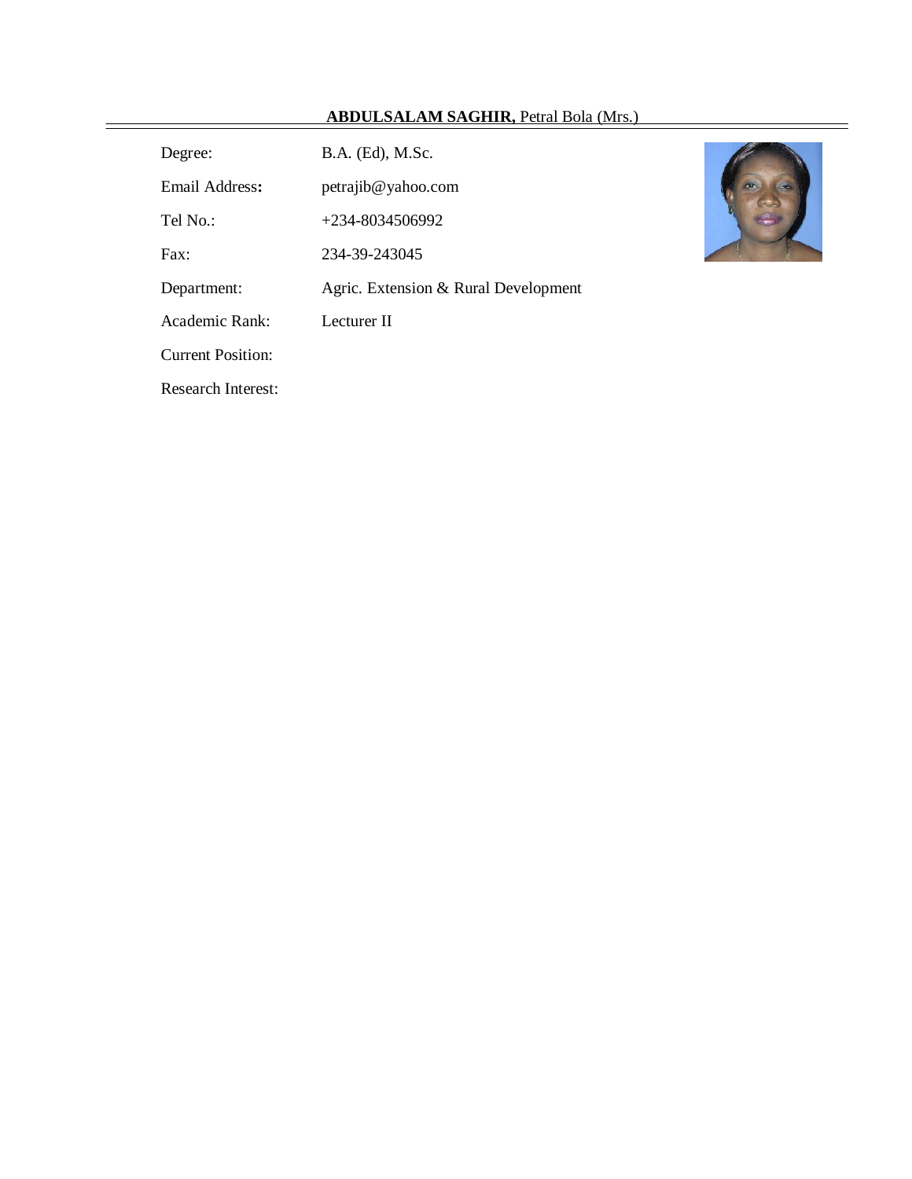**ABDULSALAM SAGHIR,** Petral Bola (Mrs.)

| | |
|---|---|
| Degree: | B.A. (Ed), M.Sc. |
| Email Address**:** | petrajib@yahoo.com |
| Tel No.: | +234-8034506992 |
| Fax: | 234-39-243045 |
| Department: | Agric. Extension & Rural Development |
| Academic Rank: | Lecturer II |
| Current Position: | |
| Research Interest: | |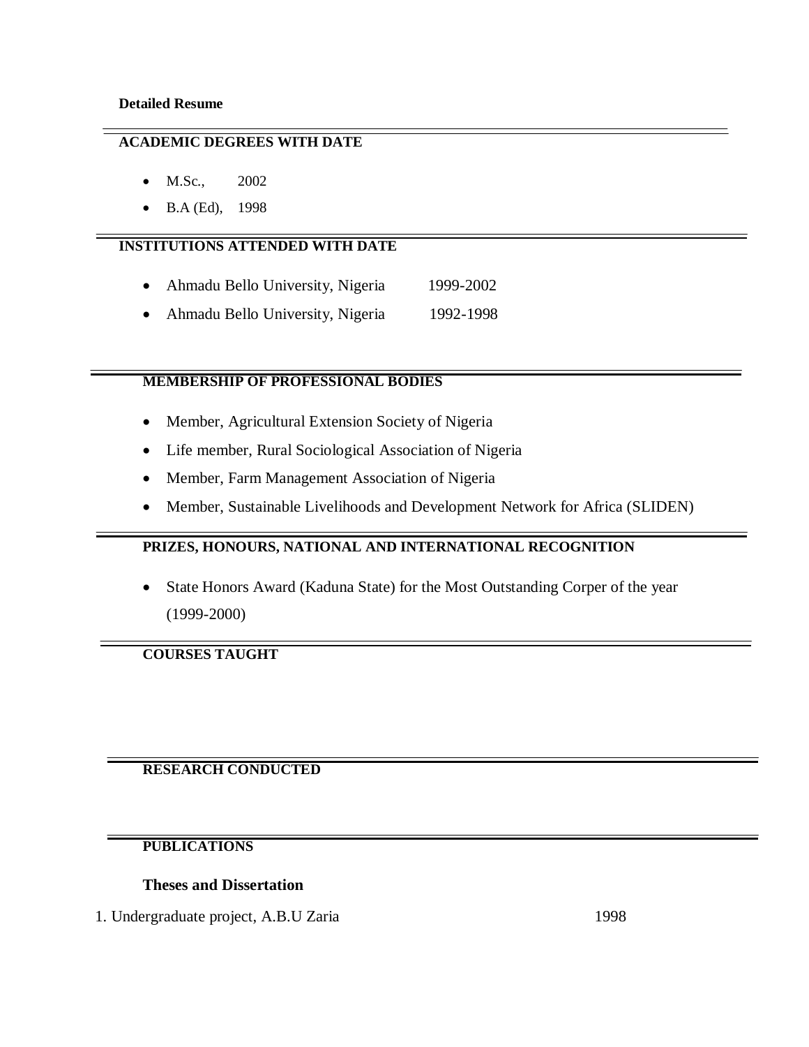**Detailed Resume**

## ACADEMIC DEGREES WITH DATE

- M.Sc., 2002
- B.A (Ed), 1998

## INSTITUTIONS ATTENDED WITH DATE

- Ahmadu Bello University, Nigeria 1999-2002
- Ahmadu Bello University, Nigeria 1992-1998

## MEMBERSHIP OF PROFESSIONAL BODIES

- Member, Agricultural Extension Society of Nigeria
- Life member, Rural Sociological Association of Nigeria
- Member, Farm Management Association of Nigeria
- Member, Sustainable Livelihoods and Development Network for Africa (SLIDEN)

## PRIZES, HONOURS, NATIONAL AND INTERNATIONAL RECOGNITION

- State Honors Award (Kaduna State) for the Most Outstanding Corper of the year (1999-2000)

## COURSES TAUGHT

## RESEARCH CONDUCTED

## PUBLICATIONS

### Theses and Dissertation

1. Undergraduate project, A.B.U Zaria 1998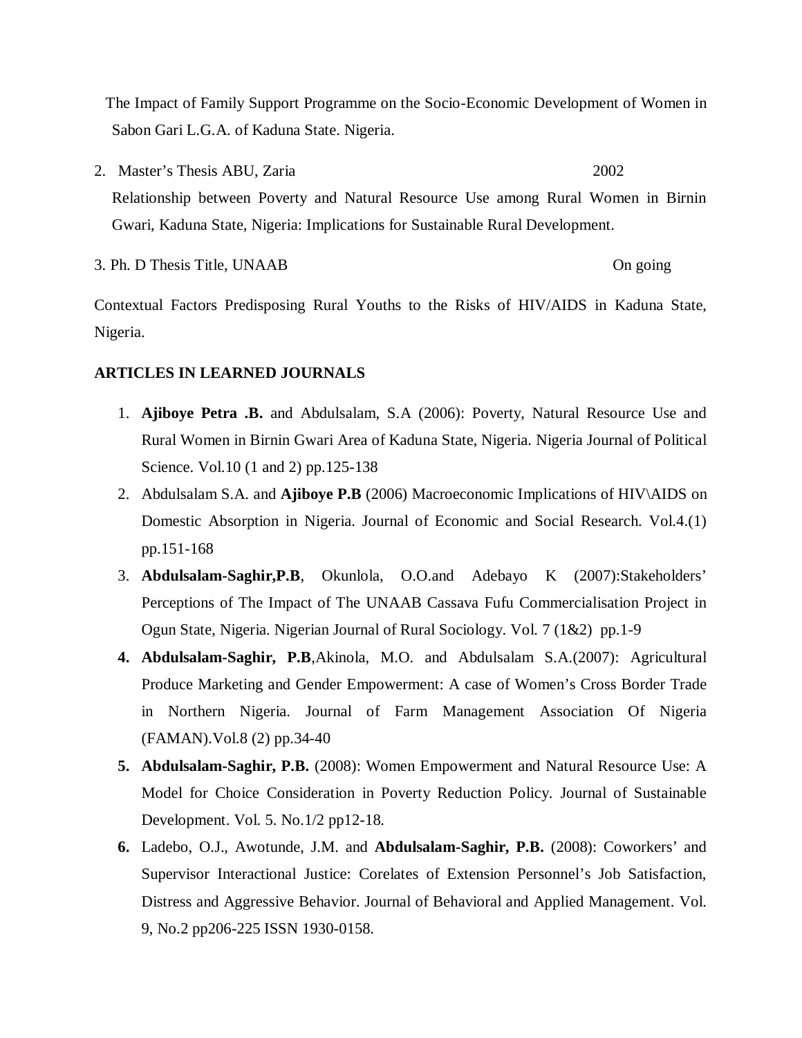The Impact of Family Support Programme on the Socio-Economic Development of Women in Sabon Gari L.G.A. of Kaduna State. Nigeria.

2. Master's Thesis ABU, Zaria 2002

   Relationship between Poverty and Natural Resource Use among Rural Women in Birnin Gwari, Kaduna State, Nigeria: Implications for Sustainable Rural Development.

3. Ph. D Thesis Title, UNAAB On going

Contextual Factors Predisposing Rural Youths to the Risks of HIV/AIDS in Kaduna State, Nigeria.

**ARTICLES IN LEARNED JOURNALS**

1. **Ajiboye Petra .B.** and Abdulsalam, S.A (2006): Poverty, Natural Resource Use and Rural Women in Birnin Gwari Area of Kaduna State, Nigeria. Nigeria Journal of Political Science. Vol.10 (1 and 2) pp.125-138
2. Abdulsalam S.A. and **Ajiboye P.B** (2006) Macroeconomic Implications of HIV\AIDS on Domestic Absorption in Nigeria. Journal of Economic and Social Research. Vol.4.(1) pp.151-168
3. **Abdulsalam-Saghir,P.B**, Okunlola, O.O.and Adebayo K (2007):Stakeholders' Perceptions of The Impact of The UNAAB Cassava Fufu Commercialisation Project in Ogun State, Nigeria. Nigerian Journal of Rural Sociology. Vol. 7 (1&2) pp.1-9
4. **Abdulsalam-Saghir, P.B**,Akinola, M.O. and Abdulsalam S.A.(2007): Agricultural Produce Marketing and Gender Empowerment: A case of Women's Cross Border Trade in Northern Nigeria. Journal of Farm Management Association Of Nigeria (FAMAN).Vol.8 (2) pp.34-40
5. **Abdulsalam-Saghir, P.B.** (2008): Women Empowerment and Natural Resource Use: A Model for Choice Consideration in Poverty Reduction Policy. Journal of Sustainable Development. Vol. 5. No.1/2 pp12-18.
6. Ladebo, O.J., Awotunde, J.M. and **Abdulsalam-Saghir, P.B.** (2008): Coworkers' and Supervisor Interactional Justice: Corelates of Extension Personnel's Job Satisfaction, Distress and Aggressive Behavior. Journal of Behavioral and Applied Management. Vol. 9, No.2 pp206-225 ISSN 1930-0158.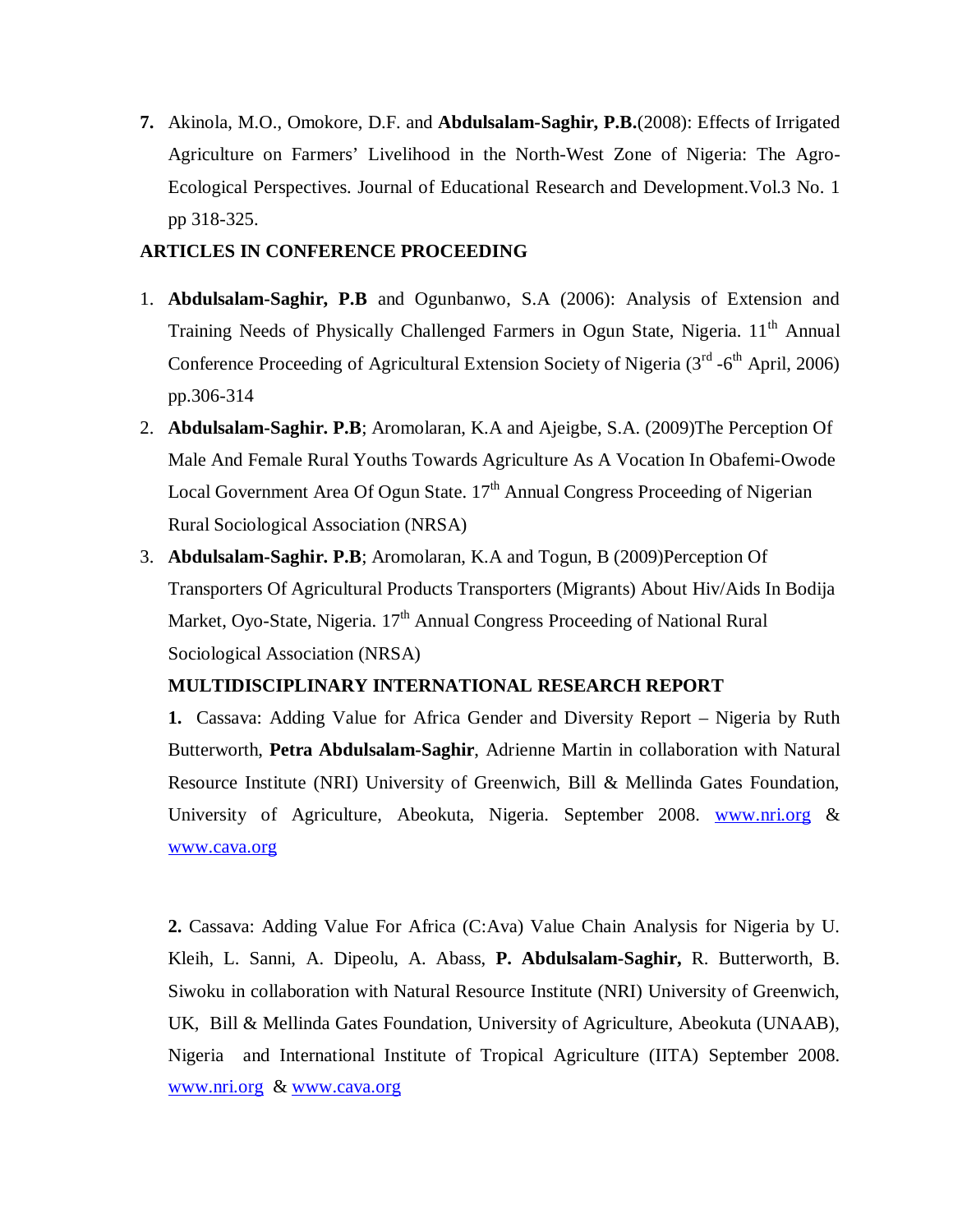7. Akinola, M.O., Omokore, D.F. and **Abdulsalam-Saghir, P.B.**(2008): Effects of Irrigated Agriculture on Farmers' Livelihood in the North-West Zone of Nigeria: The Agro-Ecological Perspectives. Journal of Educational Research and Development.Vol.3 No. 1 pp 318-325.

**ARTICLES IN CONFERENCE PROCEEDING**

1. **Abdulsalam-Saghir, P.B** and Ogunbanwo, S.A (2006): Analysis of Extension and Training Needs of Physically Challenged Farmers in Ogun State, Nigeria. 11th Annual Conference Proceeding of Agricultural Extension Society of Nigeria (3rd -6th April, 2006) pp.306-314
2. **Abdulsalam-Saghir. P.B**; Aromolaran, K.A and Ajeigbe, S.A. (2009)The Perception Of Male And Female Rural Youths Towards Agriculture As A Vocation In Obafemi-Owode Local Government Area Of Ogun State. 17th Annual Congress Proceeding of Nigerian Rural Sociological Association (NRSA)
3. **Abdulsalam-Saghir. P.B**; Aromolaran, K.A and Togun, B (2009)Perception Of Transporters Of Agricultural Products Transporters (Migrants) About Hiv/Aids In Bodija Market, Oyo-State, Nigeria. 17th Annual Congress Proceeding of National Rural Sociological Association (NRSA)

**MULTIDISCIPLINARY INTERNATIONAL RESEARCH REPORT**

**1.** Cassava: Adding Value for Africa Gender and Diversity Report – Nigeria by Ruth Butterworth, **Petra Abdulsalam-Saghir**, Adrienne Martin in collaboration with Natural Resource Institute (NRI) University of Greenwich, Bill & Mellinda Gates Foundation, University of Agriculture, Abeokuta, Nigeria. September 2008. www.nri.org & www.cava.org

**2.** Cassava: Adding Value For Africa (C:Ava) Value Chain Analysis for Nigeria by U. Kleih, L. Sanni, A. Dipeolu, A. Abass, **P. Abdulsalam-Saghir,** R. Butterworth, B. Siwoku in collaboration with Natural Resource Institute (NRI) University of Greenwich, UK, Bill & Mellinda Gates Foundation, University of Agriculture, Abeokuta (UNAAB), Nigeria and International Institute of Tropical Agriculture (IITA) September 2008. www.nri.org & www.cava.org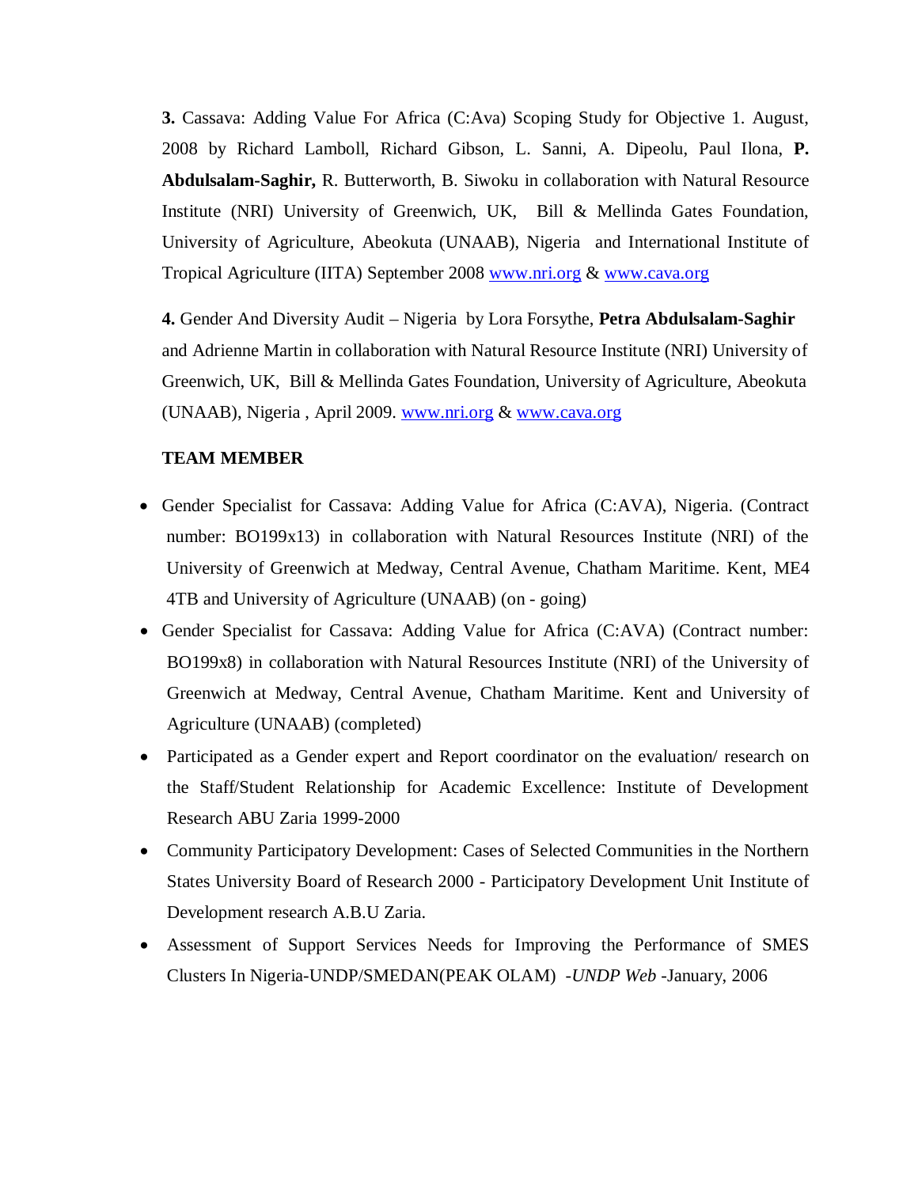**3.** Cassava: Adding Value For Africa (C:Ava) Scoping Study for Objective 1. August, 2008 by Richard Lamboll, Richard Gibson, L. Sanni, A. Dipeolu, Paul Ilona, **P. Abdulsalam-Saghir,** R. Butterworth, B. Siwoku in collaboration with Natural Resource Institute (NRI) University of Greenwich, UK, Bill & Mellinda Gates Foundation, University of Agriculture, Abeokuta (UNAAB), Nigeria and International Institute of Tropical Agriculture (IITA) September 2008 www.nri.org & www.cava.org

**4.** Gender And Diversity Audit – Nigeria by Lora Forsythe, **Petra Abdulsalam-Saghir** and Adrienne Martin in collaboration with Natural Resource Institute (NRI) University of Greenwich, UK, Bill & Mellinda Gates Foundation, University of Agriculture, Abeokuta (UNAAB), Nigeria , April 2009. www.nri.org & www.cava.org

**TEAM MEMBER**

- Gender Specialist for Cassava: Adding Value for Africa (C:AVA), Nigeria. (Contract number: BO199x13) in collaboration with Natural Resources Institute (NRI) of the University of Greenwich at Medway, Central Avenue, Chatham Maritime. Kent, ME4 4TB and University of Agriculture (UNAAB) (on - going)
- Gender Specialist for Cassava: Adding Value for Africa (C:AVA) (Contract number: BO199x8) in collaboration with Natural Resources Institute (NRI) of the University of Greenwich at Medway, Central Avenue, Chatham Maritime. Kent and University of Agriculture (UNAAB) (completed)
- Participated as a Gender expert and Report coordinator on the evaluation/ research on the Staff/Student Relationship for Academic Excellence: Institute of Development Research ABU Zaria 1999-2000
- Community Participatory Development: Cases of Selected Communities in the Northern States University Board of Research 2000 - Participatory Development Unit Institute of Development research A.B.U Zaria.
- Assessment of Support Services Needs for Improving the Performance of SMES Clusters In Nigeria-UNDP/SMEDAN(PEAK OLAM) -*UNDP Web* -January, 2006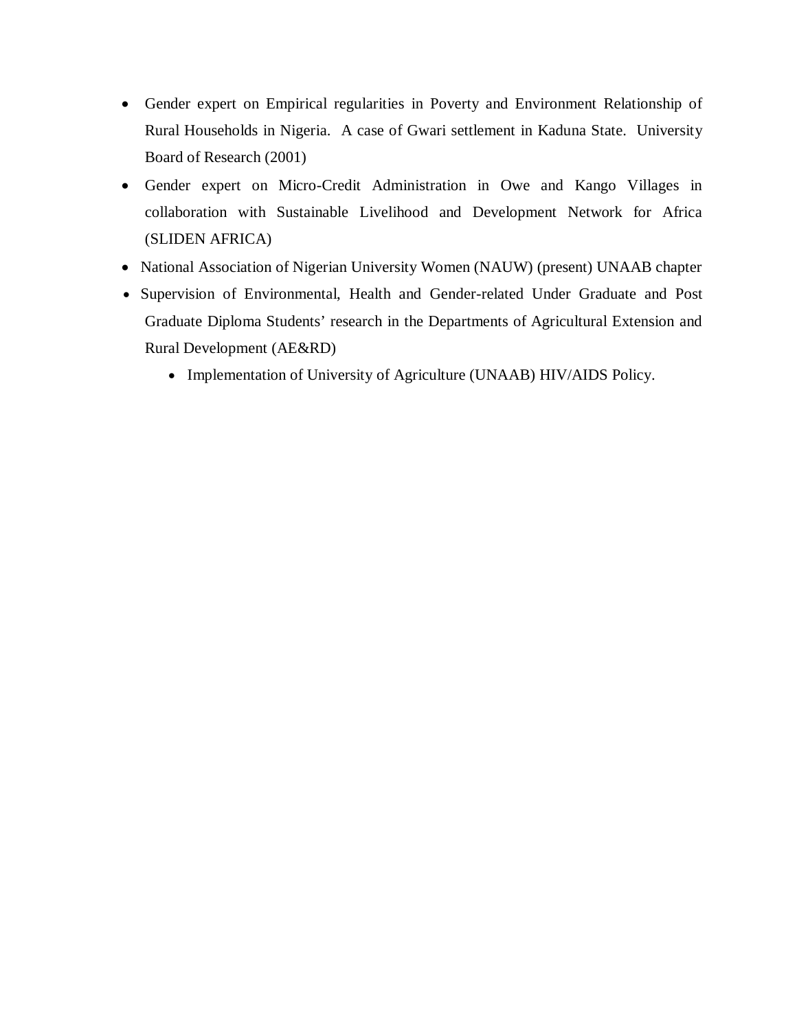- Gender expert on Empirical regularities in Poverty and Environment Relationship of Rural Households in Nigeria. A case of Gwari settlement in Kaduna State. University Board of Research (2001)
- Gender expert on Micro-Credit Administration in Owe and Kango Villages in collaboration with Sustainable Livelihood and Development Network for Africa (SLIDEN AFRICA)
- National Association of Nigerian University Women (NAUW) (present) UNAAB chapter
- Supervision of Environmental, Health and Gender-related Under Graduate and Post Graduate Diploma Students' research in the Departments of Agricultural Extension and Rural Development (AE&RD)
  - Implementation of University of Agriculture (UNAAB) HIV/AIDS Policy.